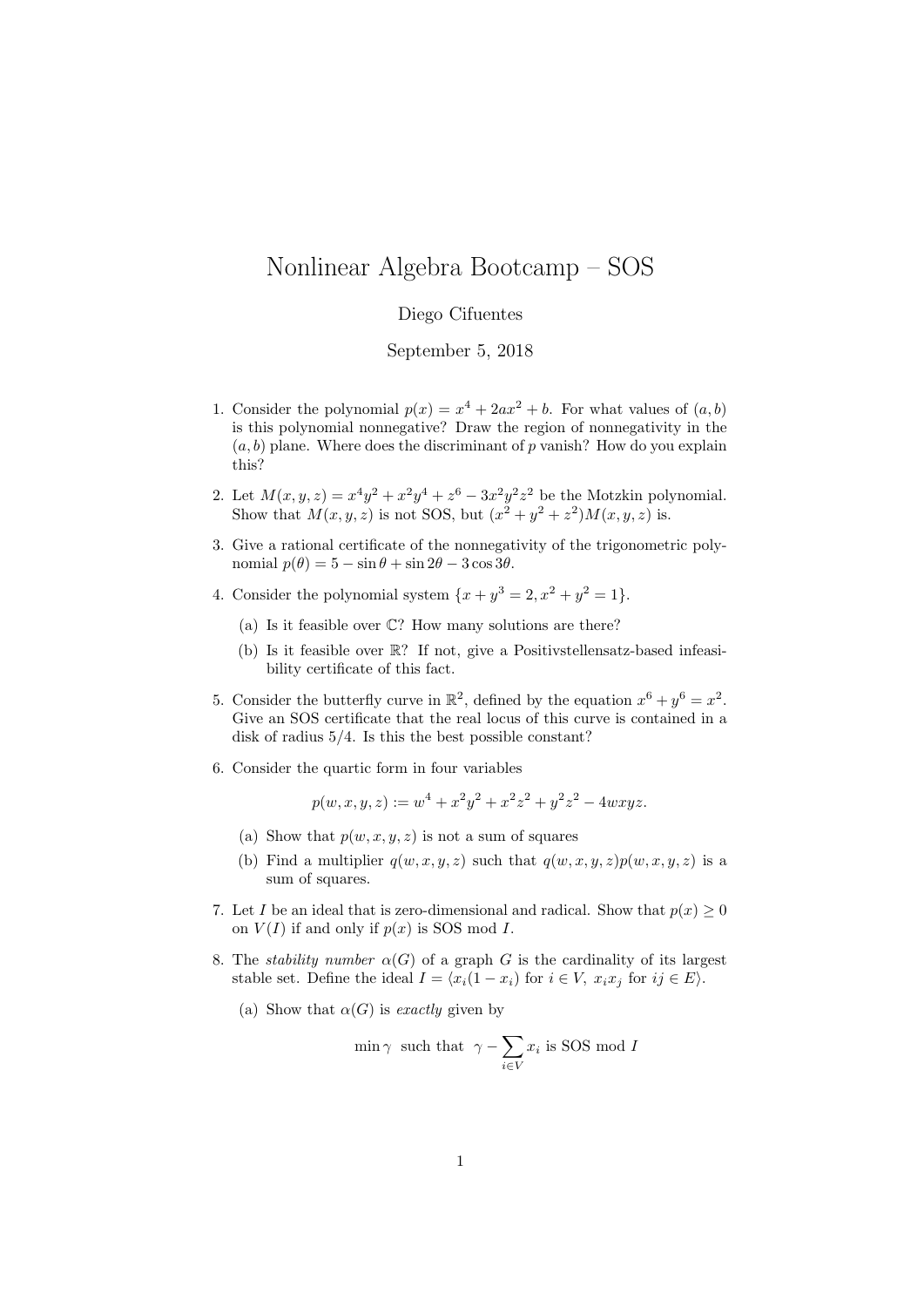# Nonlinear Algebra Bootcamp – SOS

Diego Cifuentes

September 5, 2018

1. Consider the polynomial $p(x) = x^4 + 2ax^2 + b$. For what values of $(a, b)$ is this polynomial nonnegative? Draw the region of nonnegativity in the $(a, b)$ plane. Where does the discriminant of $p$ vanish? How do you explain this?

2. Let $M(x, y, z) = x^4y^2 + x^2y^4 + z^6 - 3x^2y^2z^2$ be the Motzkin polynomial. Show that $M(x, y, z)$ is not SOS, but $(x^2 + y^2 + z^2)M(x, y, z)$ is.

3. Give a rational certificate of the nonnegativity of the trigonometric polynomial $p(\theta) = 5 - \sin\theta + \sin 2\theta - 3\cos 3\theta$.

4. Consider the polynomial system $\{x + y^3 = 2, x^2 + y^2 = 1\}$.

   (a) Is it feasible over $\mathbb{C}$? How many solutions are there?

   (b) Is it feasible over $\mathbb{R}$? If not, give a Positivstellensatz-based infeasibility certificate of this fact.

5. Consider the butterfly curve in $\mathbb{R}^2$, defined by the equation $x^6 + y^6 = x^2$. Give an SOS certificate that the real locus of this curve is contained in a disk of radius $5/4$. Is this the best possible constant?

6. Consider the quartic form in four variables

   $$p(w, x, y, z) := w^4 + x^2y^2 + x^2z^2 + y^2z^2 - 4wxyz.$$

   (a) Show that $p(w, x, y, z)$ is not a sum of squares

   (b) Find a multiplier $q(w, x, y, z)$ such that $q(w, x, y, z)p(w, x, y, z)$ is a sum of squares.

7. Let $I$ be an ideal that is zero-dimensional and radical. Show that $p(x) \geq 0$ on $V(I)$ if and only if $p(x)$ is SOS mod $I$.

8. The *stability number* $\alpha(G)$ of a graph $G$ is the cardinality of its largest stable set. Define the ideal $I = \langle x_i(1 - x_i) \text{ for } i \in V,\ x_ix_j \text{ for } ij \in E \rangle$.

   (a) Show that $\alpha(G)$ is *exactly* given by

   $$\min \gamma \;\text{ such that }\; \gamma - \sum_{i \in V} x_i \text{ is SOS mod } I$$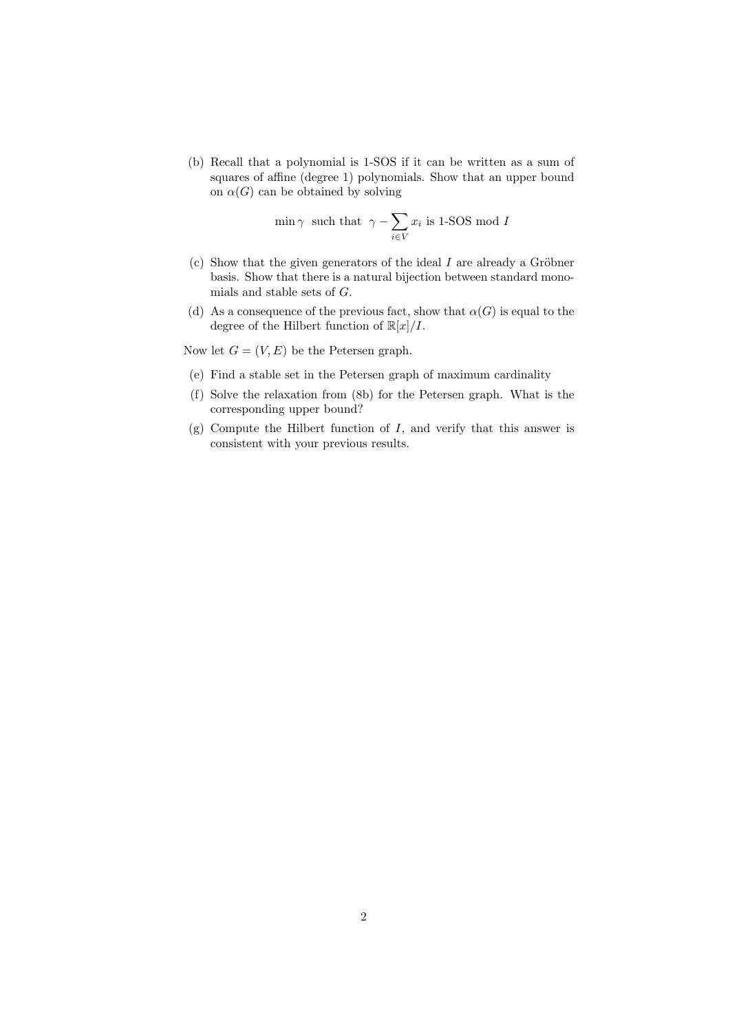(b) Recall that a polynomial is 1-SOS if it can be written as a sum of squares of affine (degree 1) polynomials. Show that an upper bound on $\alpha(G)$ can be obtained by solving

$$\min \gamma \;\text{ such that }\; \gamma - \sum_{i \in V} x_i \text{ is 1-SOS mod } I$$

(c) Show that the given generators of the ideal $I$ are already a Gröbner basis. Show that there is a natural bijection between standard monomials and stable sets of $G$.

(d) As a consequence of the previous fact, show that $\alpha(G)$ is equal to the degree of the Hilbert function of $\mathbb{R}[x]/I$.

Now let $G = (V, E)$ be the Petersen graph.

(e) Find a stable set in the Petersen graph of maximum cardinality

(f) Solve the relaxation from (8b) for the Petersen graph. What is the corresponding upper bound?

(g) Compute the Hilbert function of $I$, and verify that this answer is consistent with your previous results.